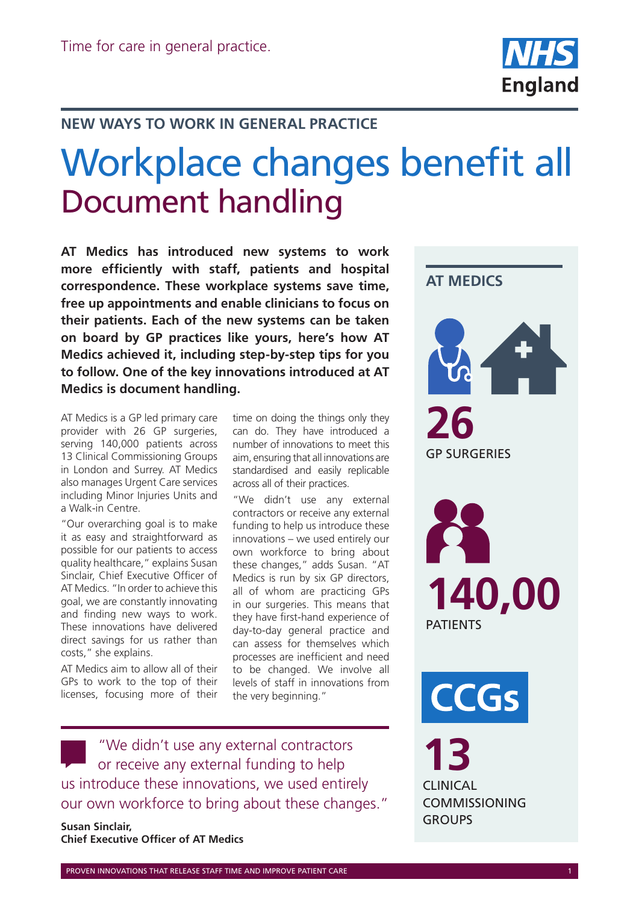Time for care in general practice.

NHS England

## NEW WAYS TO WORK IN GENERAL PRACTICE

# Workplace changes benefit all

## Document handling

**AT Medics has introduced new systems to work more efficiently with staff, patients and hospital correspondence. These workplace systems save time, free up appointments and enable clinicians to focus on their patients. Each of the new systems can be taken on board by GP practices like yours, here's how AT Medics achieved it, including step-by-step tips for you to follow. One of the key innovations introduced at AT Medics is document handling.**

AT Medics is a GP led primary care provider with 26 GP surgeries, serving 140,000 patients across 13 Clinical Commissioning Groups in London and Surrey. AT Medics also manages Urgent Care services including Minor Injuries Units and a Walk-in Centre.

"Our overarching goal is to make it as easy and straightforward as possible for our patients to access quality healthcare," explains Susan Sinclair, Chief Executive Officer of AT Medics. "In order to achieve this goal, we are constantly innovating and finding new ways to work. These innovations have delivered direct savings for us rather than costs," she explains.

AT Medics aim to allow all of their GPs to work to the top of their licenses, focusing more of their time on doing the things only they can do. They have introduced a number of innovations to meet this aim, ensuring that all innovations are standardised and easily replicable across all of their practices.

"We didn't use any external contractors or receive any external funding to help us introduce these innovations – we used entirely our own workforce to bring about these changes," adds Susan. "AT Medics is run by six GP directors, all of whom are practicing GPs in our surgeries. This means that they have first-hand experience of day-to-day general practice and can assess for themselves which processes are inefficient and need to be changed. We involve all levels of staff in innovations from the very beginning."

> "We didn't use any external contractors or receive any external funding to help us introduce these innovations, we used entirely our own workforce to bring about these changes."

**Susan Sinclair,**
**Chief Executive Officer of AT Medics**

### AT MEDICS

**26**
GP SURGERIES

**140,00**
PATIENTS

**CCGs**

**13**
CLINICAL COMMISSIONING GROUPS

PROVEN INNOVATIONS THAT RELEASE STAFF TIME AND IMPROVE PATIENT CARE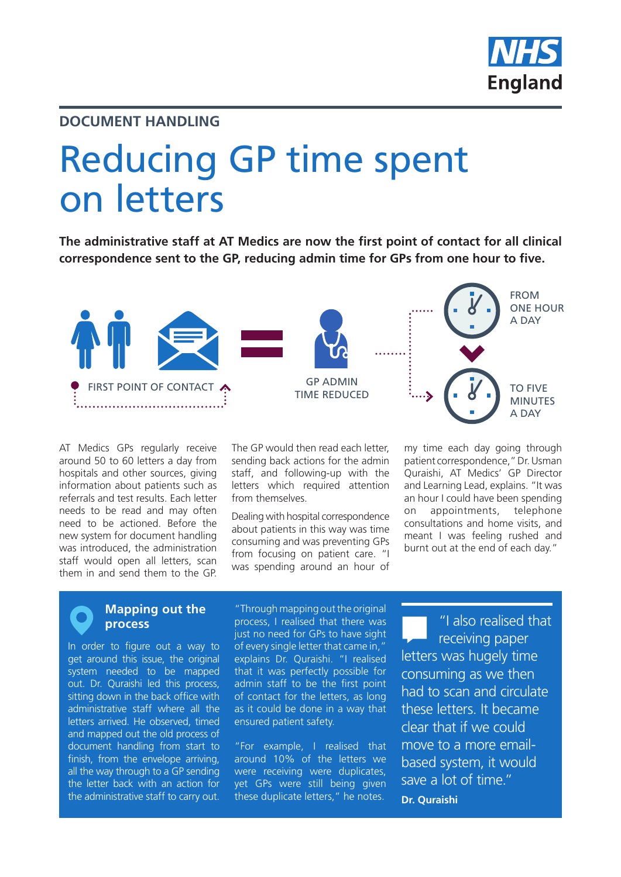DOCUMENT HANDLING

# Reducing GP time spent on letters

**The administrative staff at AT Medics are now the first point of contact for all clinical correspondence sent to the GP, reducing admin time for GPs from one hour to five.**

FIRST POINT OF CONTACT

GP ADMIN TIME REDUCED

FROM ONE HOUR A DAY

TO FIVE MINUTES A DAY

AT Medics GPs regularly receive around 50 to 60 letters a day from hospitals and other sources, giving information about patients such as referrals and test results. Each letter needs to be read and may often need to be actioned. Before the new system for document handling was introduced, the administration staff would open all letters, scan them in and send them to the GP.

The GP would then read each letter, sending back actions for the admin staff, and following-up with the letters which required attention from themselves.

Dealing with hospital correspondence about patients in this way was time consuming and was preventing GPs from focusing on patient care. "I was spending around an hour of my time each day going through patient correspondence," Dr. Usman Quraishi, AT Medics' GP Director and Learning Lead, explains. "It was an hour I could have been spending on appointments, telephone consultations and home visits, and meant I was feeling rushed and burnt out at the end of each day."

## Mapping out the process

In order to figure out a way to get around this issue, the original system needed to be mapped out. Dr. Quraishi led this process, sitting down in the back office with administrative staff where all the letters arrived. He observed, timed and mapped out the old process of document handling from start to finish, from the envelope arriving, all the way through to a GP sending the letter back with an action for the administrative staff to carry out.

"Through mapping out the original process, I realised that there was just no need for GPs to have sight of every single letter that came in," explains Dr. Quraishi. "I realised that it was perfectly possible for admin staff to be the first point of contact for the letters, as long as it could be done in a way that ensured patient safety.

"For example, I realised that around 10% of the letters we were receiving were duplicates, yet GPs were still being given these duplicate letters," he notes.

"I also realised that receiving paper letters was hugely time consuming as we then had to scan and circulate these letters. It became clear that if we could move to a more email-based system, it would save a lot of time."

**Dr. Quraishi**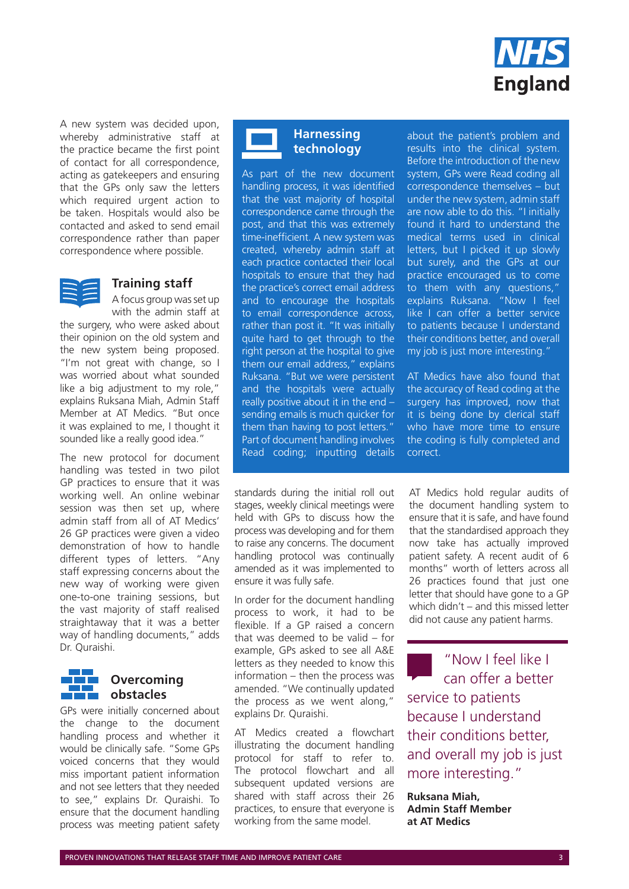A new system was decided upon, whereby administrative staff at the practice became the first point of contact for all correspondence, acting as gatekeepers and ensuring that the GPs only saw the letters which required urgent action to be taken. Hospitals would also be contacted and asked to send email correspondence rather than paper correspondence where possible.

## Training staff

A focus group was set up with the admin staff at the surgery, who were asked about their opinion on the old system and the new system being proposed. "I'm not great with change, so I was worried about what sounded like a big adjustment to my role," explains Ruksana Miah, Admin Staff Member at AT Medics. "But once it was explained to me, I thought it sounded like a really good idea."

The new protocol for document handling was tested in two pilot GP practices to ensure that it was working well. An online webinar session was then set up, where admin staff from all of AT Medics' 26 GP practices were given a video demonstration of how to handle different types of letters. "Any staff expressing concerns about the new way of working were given one-to-one training sessions, but the vast majority of staff realised straightaway that it was a better way of handling documents," adds Dr. Quraishi.

## Overcoming obstacles

GPs were initially concerned about the change to the document handling process and whether it would be clinically safe. "Some GPs voiced concerns that they would miss important patient information and not see letters that they needed to see," explains Dr. Quraishi. To ensure that the document handling process was meeting patient safety standards during the initial roll out stages, weekly clinical meetings were held with GPs to discuss how the process was developing and for them to raise any concerns. The document handling protocol was continually amended as it was implemented to ensure it was fully safe.

In order for the document handling process to work, it had to be flexible. If a GP raised a concern that was deemed to be valid – for example, GPs asked to see all A&E letters as they needed to know this information – then the process was amended. "We continually updated the process as we went along," explains Dr. Quraishi.

AT Medics created a flowchart illustrating the document handling protocol for staff to refer to. The protocol flowchart and all subsequent updated versions are shared with staff across their 26 practices, to ensure that everyone is working from the same model.

## Harnessing technology

As part of the new document handling process, it was identified that the vast majority of hospital correspondence came through the post, and that this was extremely time-inefficient. A new system was created, whereby admin staff at each practice contacted their local hospitals to ensure that they had the practice's correct email address and to encourage the hospitals to email correspondence across, rather than post it. "It was initially quite hard to get through to the right person at the hospital to give them our email address," explains Ruksana. "But we were persistent and the hospitals were actually really positive about it in the end – sending emails is much quicker for them than having to post letters." Part of document handling involves Read coding; inputting details about the patient's problem and results into the clinical system. Before the introduction of the new system, GPs were Read coding all correspondence themselves – but under the new system, admin staff are now able to do this. "I initially found it hard to understand the medical terms used in clinical letters, but I picked it up slowly but surely, and the GPs at our practice encouraged us to come to them with any questions," explains Ruksana. "Now I feel like I can offer a better service to patients because I understand their conditions better, and overall my job is just more interesting."

AT Medics have also found that the accuracy of Read coding at the surgery has improved, now that it is being done by clerical staff who have more time to ensure the coding is fully completed and correct.

AT Medics hold regular audits of the document handling system to ensure that it is safe, and have found that the standardised approach they now take has actually improved patient safety. A recent audit of 6 months" worth of letters across all 26 practices found that just one letter that should have gone to a GP which didn't – and this missed letter did not cause any patient harms.

> "Now I feel like I can offer a better service to patients because I understand their conditions better, and overall my job is just more interesting."
>
> **Ruksana Miah, Admin Staff Member at AT Medics**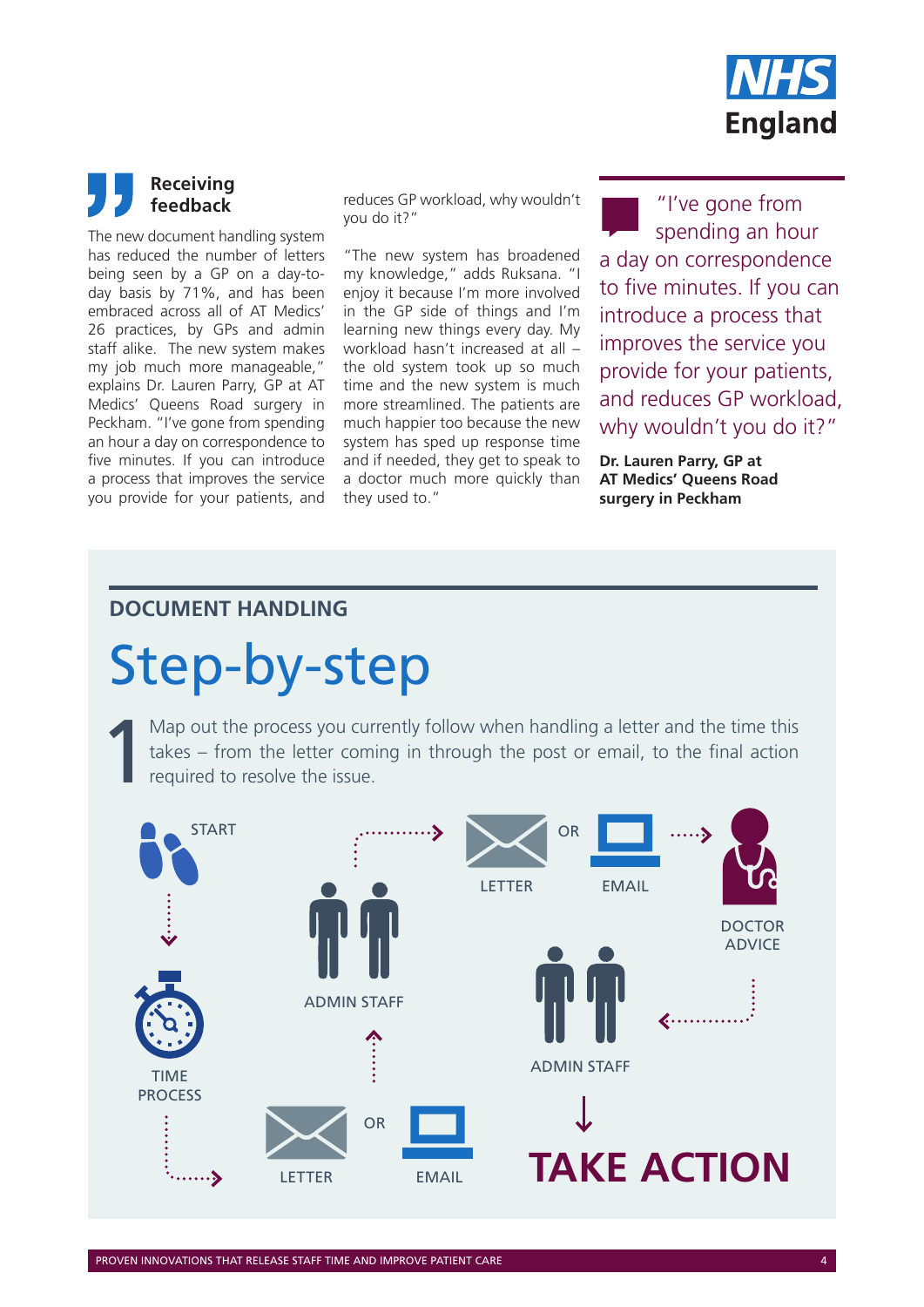## Receiving feedback

The new document handling system has reduced the number of letters being seen by a GP on a day-to-day basis by 71%, and has been embraced across all of AT Medics' 26 practices, by GPs and admin staff alike. The new system makes my job much more manageable," explains Dr. Lauren Parry, GP at AT Medics' Queens Road surgery in Peckham. "I've gone from spending an hour a day on correspondence to five minutes. If you can introduce a process that improves the service you provide for your patients, and reduces GP workload, why wouldn't you do it?"

"The new system has broadened my knowledge," adds Ruksana. "I enjoy it because I'm more involved in the GP side of things and I'm learning new things every day. My workload hasn't increased at all – the old system took up so much time and the new system is much more streamlined. The patients are much happier too because the new system has sped up response time and if needed, they get to speak to a doctor much more quickly than they used to."

> "I've gone from spending an hour a day on correspondence to five minutes. If you can introduce a process that improves the service you provide for your patients, and reduces GP workload, why wouldn't you do it?"
>
> **Dr. Lauren Parry, GP at AT Medics' Queens Road surgery in Peckham**

## DOCUMENT HANDLING

# Step-by-step

**1** Map out the process you currently follow when handling a letter and the time this takes – from the letter coming in through the post or email, to the final action required to resolve the issue.

START → TIME PROCESS → LETTER OR EMAIL → ADMIN STAFF → LETTER OR EMAIL → DOCTOR ADVICE → ADMIN STAFF → TAKE ACTION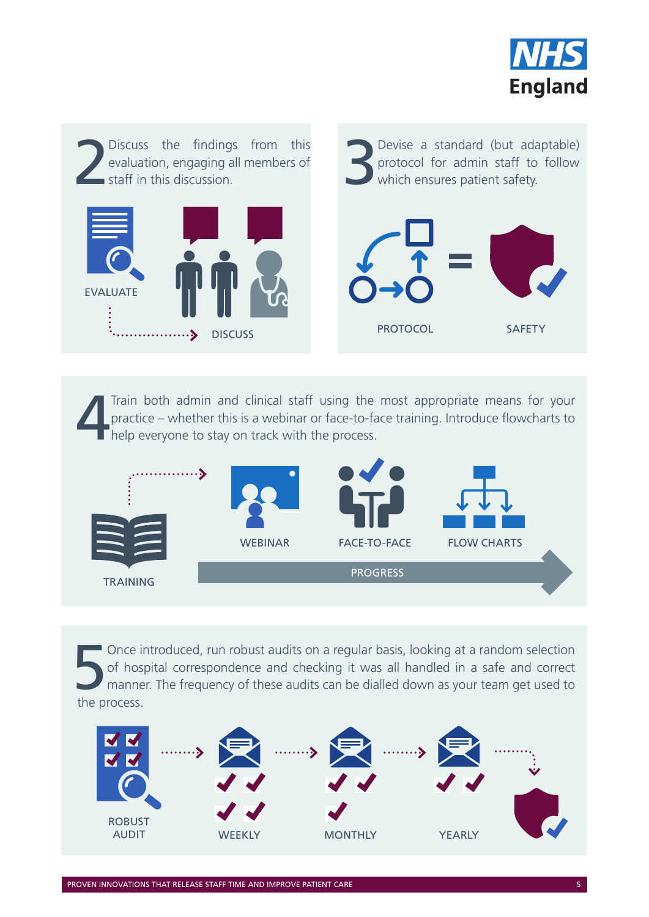**2** Discuss the findings from this evaluation, engaging all members of staff in this discussion.

EVALUATE → DISCUSS

**3** Devise a standard (but adaptable) protocol for admin staff to follow which ensures patient safety.

PROTOCOL = SAFETY

**4** Train both admin and clinical staff using the most appropriate means for your practice – whether this is a webinar or face-to-face training. Introduce flowcharts to help everyone to stay on track with the process.

TRAINING → WEBINAR, FACE-TO-FACE, FLOW CHARTS

PROGRESS

**5** Once introduced, run robust audits on a regular basis, looking at a random selection of hospital correspondence and checking it was all handled in a safe and correct manner. The frequency of these audits can be dialled down as your team get used to the process.

ROBUST AUDIT → WEEKLY → MONTHLY → YEARLY

PROVEN INNOVATIONS THAT RELEASE STAFF TIME AND IMPROVE PATIENT CARE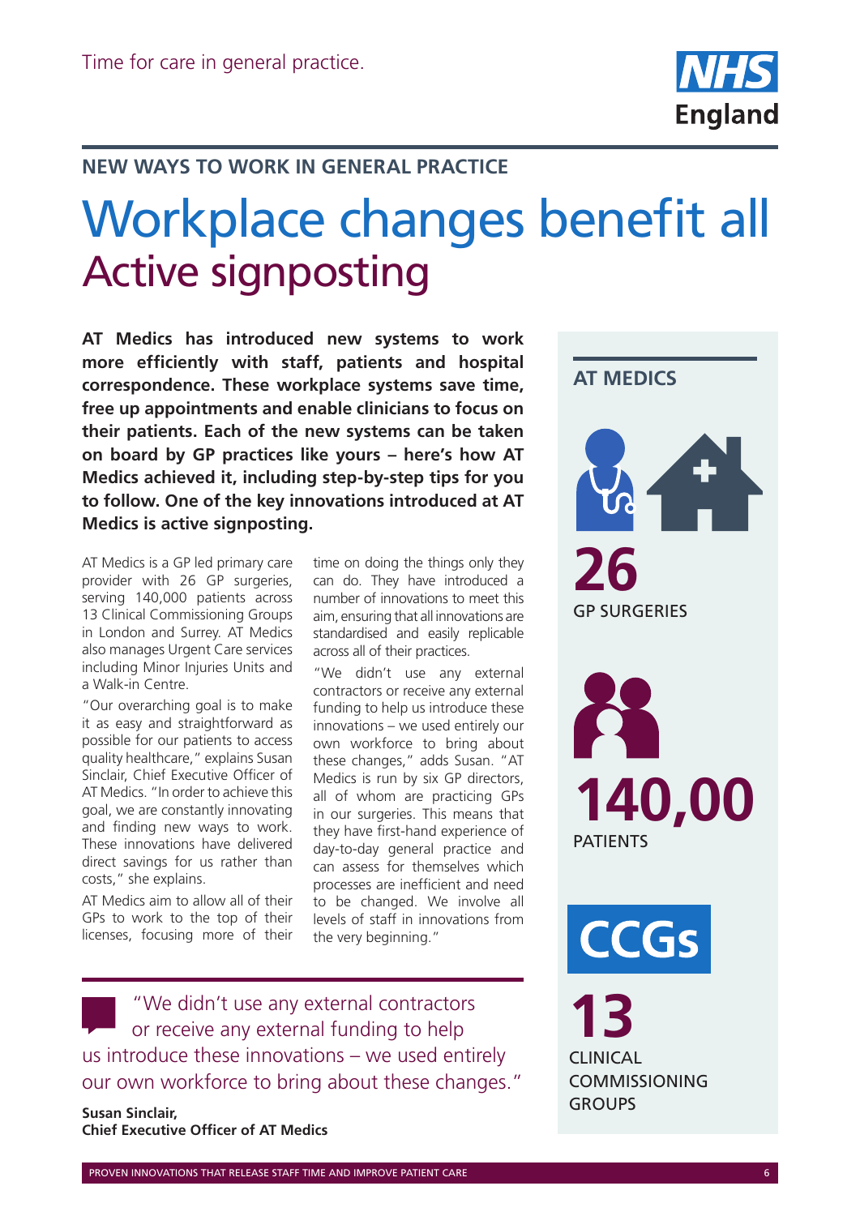Time for care in general practice.

## NEW WAYS TO WORK IN GENERAL PRACTICE

# Workplace changes benefit all

## Active signposting

**AT Medics has introduced new systems to work more efficiently with staff, patients and hospital correspondence. These workplace systems save time, free up appointments and enable clinicians to focus on their patients. Each of the new systems can be taken on board by GP practices like yours – here's how AT Medics achieved it, including step-by-step tips for you to follow. One of the key innovations introduced at AT Medics is active signposting.**

AT Medics is a GP led primary care provider with 26 GP surgeries, serving 140,000 patients across 13 Clinical Commissioning Groups in London and Surrey. AT Medics also manages Urgent Care services including Minor Injuries Units and a Walk-in Centre.

"Our overarching goal is to make it as easy and straightforward as possible for our patients to access quality healthcare," explains Susan Sinclair, Chief Executive Officer of AT Medics. "In order to achieve this goal, we are constantly innovating and finding new ways to work. These innovations have delivered direct savings for us rather than costs," she explains.

AT Medics aim to allow all of their GPs to work to the top of their licenses, focusing more of their time on doing the things only they can do. They have introduced a number of innovations to meet this aim, ensuring that all innovations are standardised and easily replicable across all of their practices.

"We didn't use any external contractors or receive any external funding to help us introduce these innovations – we used entirely our own workforce to bring about these changes," adds Susan. "AT Medics is run by six GP directors, all of whom are practicing GPs in our surgeries. This means that they have first-hand experience of day-to-day general practice and can assess for themselves which processes are inefficient and need to be changed. We involve all levels of staff in innovations from the very beginning."

> "We didn't use any external contractors or receive any external funding to help us introduce these innovations – we used entirely our own workforce to bring about these changes."
>
> **Susan Sinclair,**
> **Chief Executive Officer of AT Medics**

### AT MEDICS

**26**
GP SURGERIES

**140,00**
PATIENTS

**CCGs**

**13**
CLINICAL COMMISSIONING GROUPS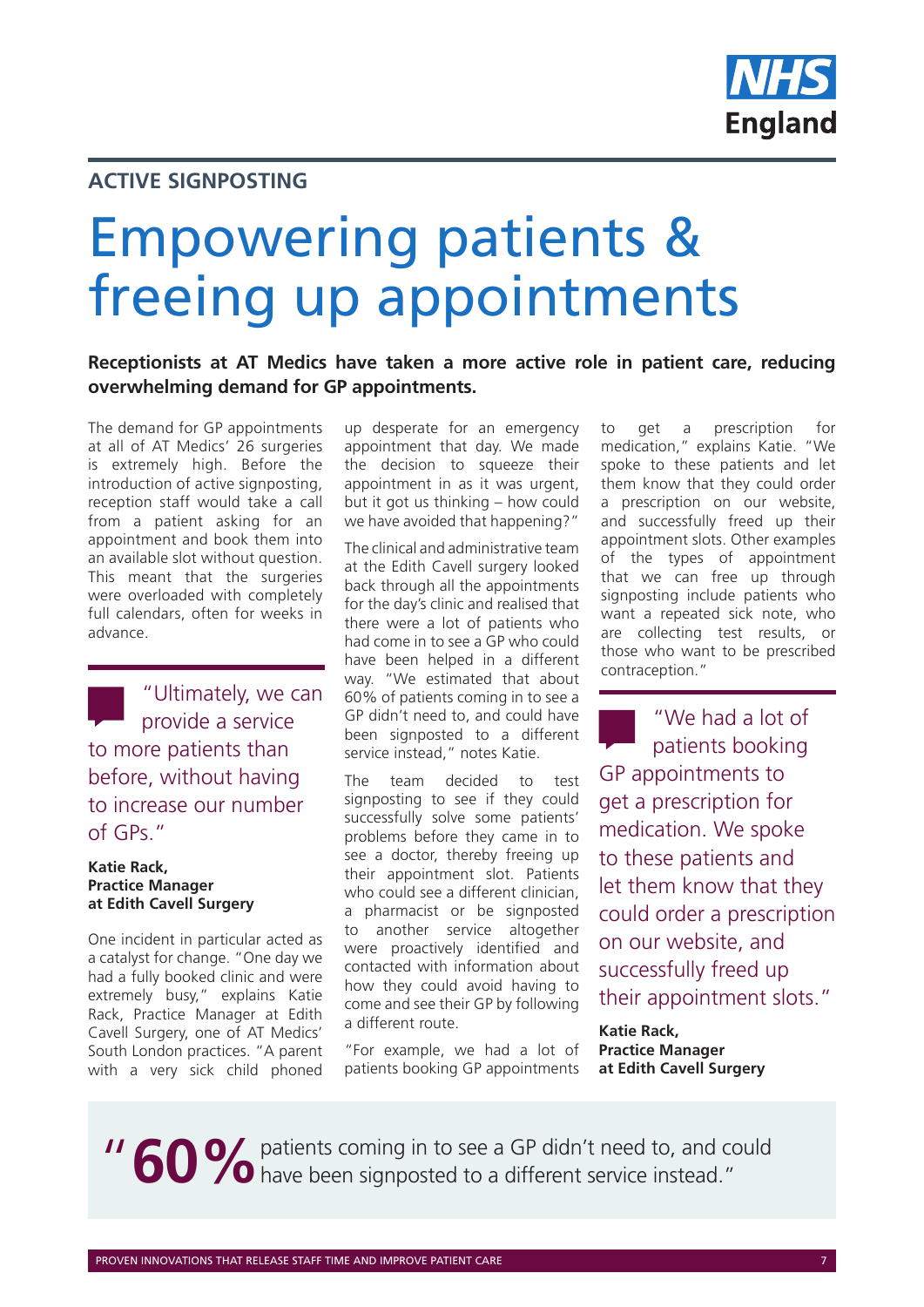**ACTIVE SIGNPOSTING**

# Empowering patients & freeing up appointments

**Receptionists at AT Medics have taken a more active role in patient care, reducing overwhelming demand for GP appointments.**

The demand for GP appointments at all of AT Medics' 26 surgeries is extremely high. Before the introduction of active signposting, reception staff would take a call from a patient asking for an appointment and book them into an available slot without question. This meant that the surgeries were overloaded with completely full calendars, often for weeks in advance.

> "Ultimately, we can provide a service to more patients than before, without having to increase our number of GPs."
>
> **Katie Rack, Practice Manager at Edith Cavell Surgery**

One incident in particular acted as a catalyst for change. "One day we had a fully booked clinic and were extremely busy," explains Katie Rack, Practice Manager at Edith Cavell Surgery, one of AT Medics' South London practices. "A parent with a very sick child phoned up desperate for an emergency appointment that day. We made the decision to squeeze their appointment in as it was urgent, but it got us thinking – how could we have avoided that happening?"

The clinical and administrative team at the Edith Cavell surgery looked back through all the appointments for the day's clinic and realised that there were a lot of patients who had come in to see a GP who could have been helped in a different way. "We estimated that about 60% of patients coming in to see a GP didn't need to, and could have been signposted to a different service instead," notes Katie.

The team decided to test signposting to see if they could successfully solve some patients' problems before they came in to see a doctor, thereby freeing up their appointment slot. Patients who could see a different clinician, a pharmacist or be signposted to another service altogether were proactively identified and contacted with information about how they could avoid having to come and see their GP by following a different route.

"For example, we had a lot of patients booking GP appointments to get a prescription for medication," explains Katie. "We spoke to these patients and let them know that they could order a prescription on our website, and successfully freed up their appointment slots. Other examples of the types of appointment that we can free up through signposting include patients who want a repeated sick note, who are collecting test results, or those who want to be prescribed contraception."

> "We had a lot of patients booking GP appointments to get a prescription for medication. We spoke to these patients and let them know that they could order a prescription on our website, and successfully freed up their appointment slots."
>
> **Katie Rack, Practice Manager at Edith Cavell Surgery**

> "**60%** patients coming in to see a GP didn't need to, and could have been signposted to a different service instead."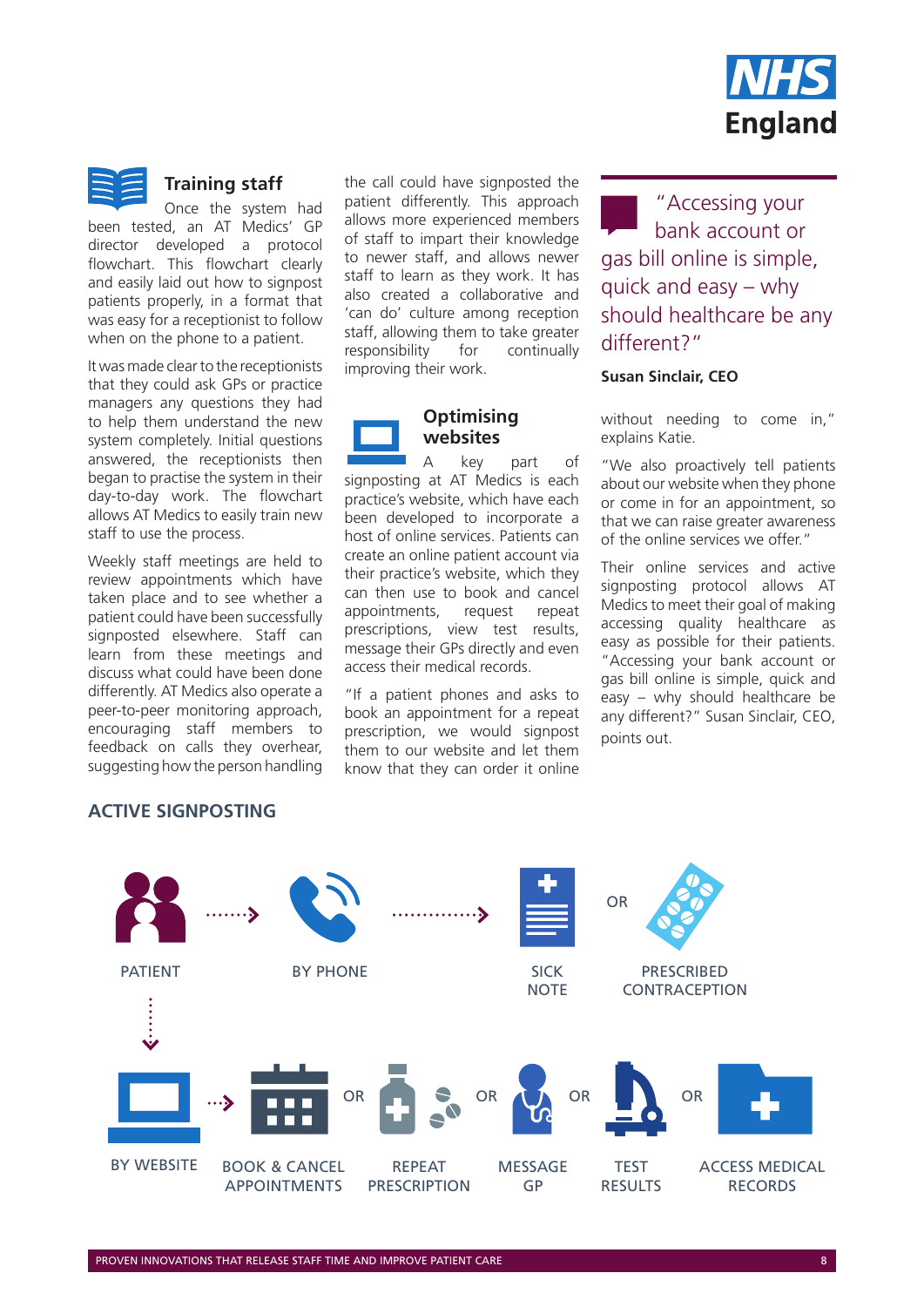## Training staff

Once the system had been tested, an AT Medics' GP director developed a protocol flowchart. This flowchart clearly and easily laid out how to signpost patients properly, in a format that was easy for a receptionist to follow when on the phone to a patient.

It was made clear to the receptionists that they could ask GPs or practice managers any questions they had to help them understand the new system completely. Initial questions answered, the receptionists then began to practise the system in their day-to-day work. The flowchart allows AT Medics to easily train new staff to use the process.

Weekly staff meetings are held to review appointments which have taken place and to see whether a patient could have been successfully signposted elsewhere. Staff can learn from these meetings and discuss what could have been done differently. AT Medics also operate a peer-to-peer monitoring approach, encouraging staff members to feedback on calls they overhear, suggesting how the person handling the call could have signposted the patient differently. This approach allows more experienced members of staff to impart their knowledge to newer staff, and allows newer staff to learn as they work. It has also created a collaborative and 'can do' culture among reception staff, allowing them to take greater responsibility for continually improving their work.

## Optimising websites

A key part of signposting at AT Medics is each practice's website, which have each been developed to incorporate a host of online services. Patients can create an online patient account via their practice's website, which they can then use to book and cancel appointments, request repeat prescriptions, view test results, message their GPs directly and even access their medical records.

"If a patient phones and asks to book an appointment for a repeat prescription, we would signpost them to our website and let them know that they can order it online without needing to come in," explains Katie.

"We also proactively tell patients about our website when they phone or come in for an appointment, so that we can raise greater awareness of the online services we offer."

Their online services and active signposting protocol allows AT Medics to meet their goal of making accessing quality healthcare as easy as possible for their patients. "Accessing your bank account or gas bill online is simple, quick and easy – why should healthcare be any different?" Susan Sinclair, CEO, points out.

> "Accessing your bank account or gas bill online is simple, quick and easy – why should healthcare be any different?"
>
> **Susan Sinclair, CEO**

## ACTIVE SIGNPOSTING

PATIENT → BY PHONE → SICK NOTE OR PRESCRIBED CONTRACEPTION

PATIENT → BY WEBSITE → BOOK & CANCEL APPOINTMENTS OR REPEAT PRESCRIPTION OR MESSAGE GP OR TEST RESULTS OR ACCESS MEDICAL RECORDS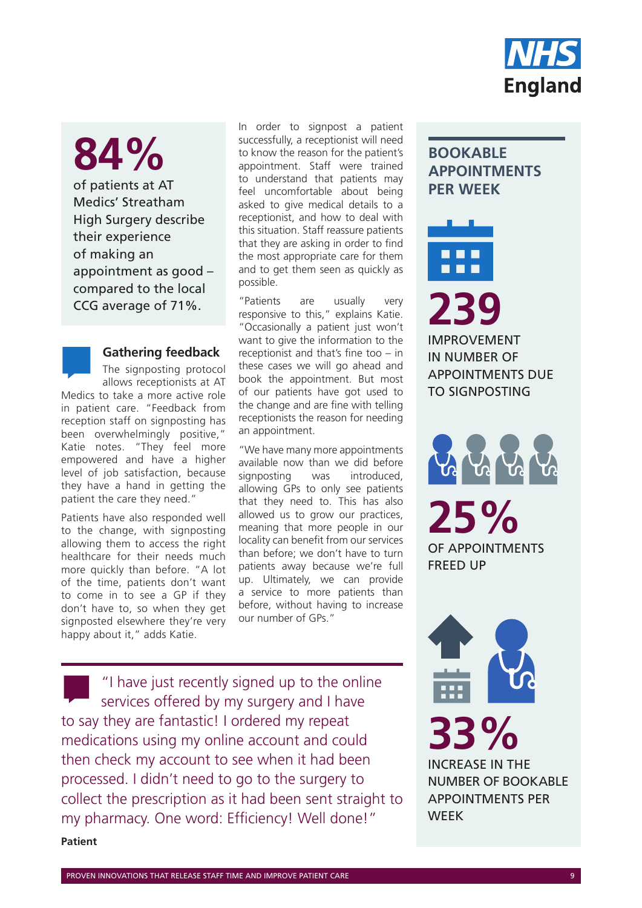**84%**

of patients at AT Medics' Streatham High Surgery describe their experience of making an appointment as good – compared to the local CCG average of 71%.

### Gathering feedback

The signposting protocol allows receptionists at AT Medics to take a more active role in patient care. "Feedback from reception staff on signposting has been overwhelmingly positive," Katie notes. "They feel more empowered and have a higher level of job satisfaction, because they have a hand in getting the patient the care they need."

Patients have also responded well to the change, with signposting allowing them to access the right healthcare for their needs much more quickly than before. "A lot of the time, patients don't want to come in to see a GP if they don't have to, so when they get signposted elsewhere they're very happy about it," adds Katie.

In order to signpost a patient successfully, a receptionist will need to know the reason for the patient's appointment. Staff were trained to understand that patients may feel uncomfortable about being asked to give medical details to a receptionist, and how to deal with this situation. Staff reassure patients that they are asking in order to find the most appropriate care for them and to get them seen as quickly as possible.

"Patients are usually very responsive to this," explains Katie. "Occasionally a patient just won't want to give the information to the receptionist and that's fine too – in these cases we will go ahead and book the appointment. But most of our patients have got used to the change and are fine with telling receptionists the reason for needing an appointment.

"We have many more appointments available now than we did before signposting was introduced, allowing GPs to only see patients that they need to. This has also allowed us to grow our practices, meaning that more people in our locality can benefit from our services than before; we don't have to turn patients away because we're full up. Ultimately, we can provide a service to more patients than before, without having to increase our number of GPs."

"I have just recently signed up to the online services offered by my surgery and I have to say they are fantastic! I ordered my repeat medications using my online account and could then check my account to see when it had been processed. I didn't need to go to the surgery to collect the prescription as it had been sent straight to my pharmacy. One word: Efficiency! Well done!"

**Patient**

## BOOKABLE APPOINTMENTS PER WEEK

**239**

IMPROVEMENT IN NUMBER OF APPOINTMENTS DUE TO SIGNPOSTING

**25%**

OF APPOINTMENTS FREED UP

**33%**

INCREASE IN THE NUMBER OF BOOKABLE APPOINTMENTS PER WEEK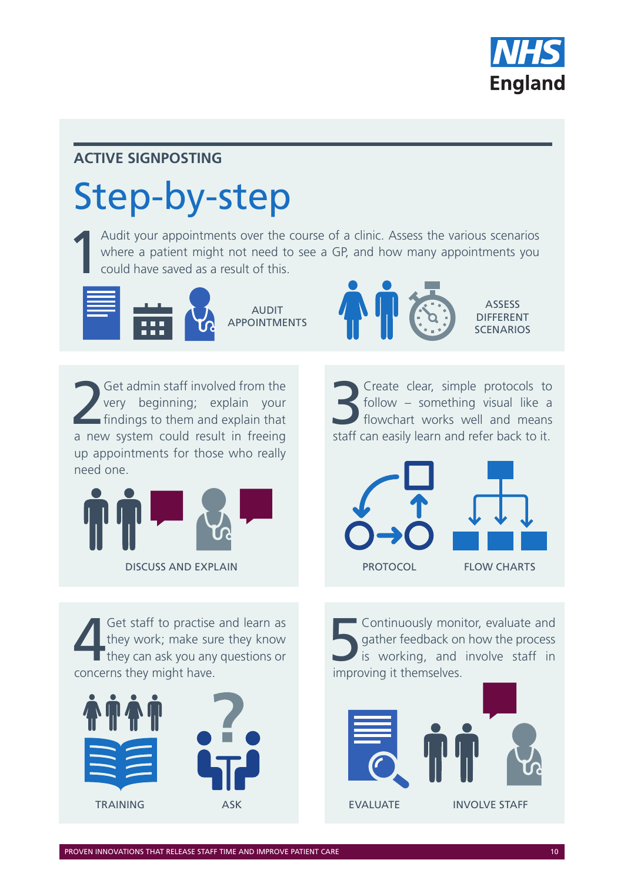## ACTIVE SIGNPOSTING

# Step-by-step

1. Audit your appointments over the course of a clinic. Assess the various scenarios where a patient might not need to see a GP, and how many appointments you could have saved as a result of this.

AUDIT APPOINTMENTS

ASSESS DIFFERENT SCENARIOS

2. Get admin staff involved from the very beginning; explain your findings to them and explain that a new system could result in freeing up appointments for those who really need one.

DISCUSS AND EXPLAIN

3. Create clear, simple protocols to follow – something visual like a flowchart works well and means staff can easily learn and refer back to it.

PROTOCOL

FLOW CHARTS

4. Get staff to practise and learn as they work; make sure they know they can ask you any questions or concerns they might have.

TRAINING

ASK

5. Continuously monitor, evaluate and gather feedback on how the process is working, and involve staff in improving it themselves.

EVALUATE

INVOLVE STAFF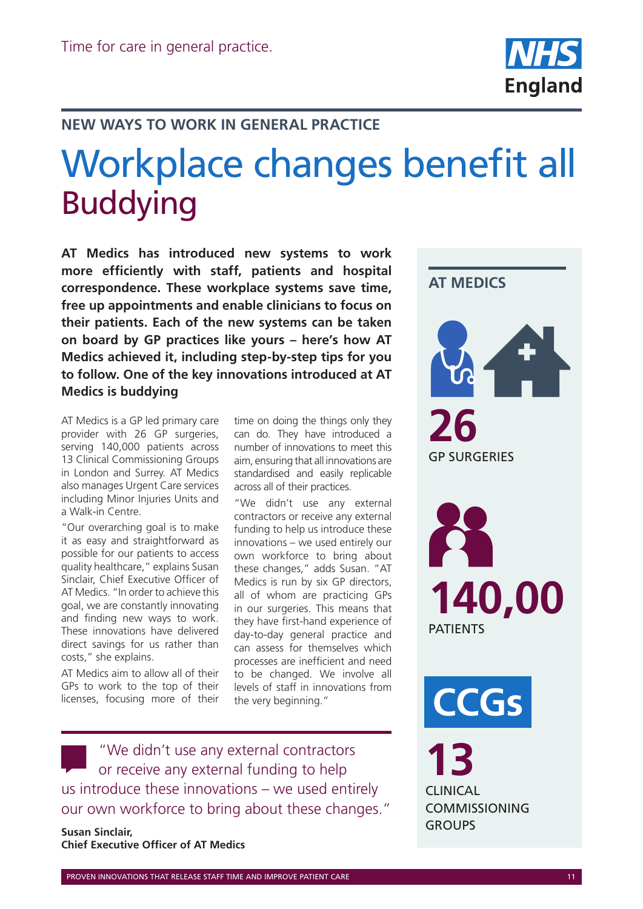Time for care in general practice.

## NEW WAYS TO WORK IN GENERAL PRACTICE

# Workplace changes benefit all

## Buddying

**AT Medics has introduced new systems to work more efficiently with staff, patients and hospital correspondence. These workplace systems save time, free up appointments and enable clinicians to focus on their patients. Each of the new systems can be taken on board by GP practices like yours – here's how AT Medics achieved it, including step-by-step tips for you to follow. One of the key innovations introduced at AT Medics is buddying**

AT Medics is a GP led primary care provider with 26 GP surgeries, serving 140,000 patients across 13 Clinical Commissioning Groups in London and Surrey. AT Medics also manages Urgent Care services including Minor Injuries Units and a Walk-in Centre.

"Our overarching goal is to make it as easy and straightforward as possible for our patients to access quality healthcare," explains Susan Sinclair, Chief Executive Officer of AT Medics. "In order to achieve this goal, we are constantly innovating and finding new ways to work. These innovations have delivered direct savings for us rather than costs," she explains.

AT Medics aim to allow all of their GPs to work to the top of their licenses, focusing more of their time on doing the things only they can do. They have introduced a number of innovations to meet this aim, ensuring that all innovations are standardised and easily replicable across all of their practices.

"We didn't use any external contractors or receive any external funding to help us introduce these innovations – we used entirely our own workforce to bring about these changes," adds Susan. "AT Medics is run by six GP directors, all of whom are practicing GPs in our surgeries. This means that they have first-hand experience of day-to-day general practice and can assess for themselves which processes are inefficient and need to be changed. We involve all levels of staff in innovations from the very beginning."

> "We didn't use any external contractors or receive any external funding to help us introduce these innovations – we used entirely our own workforce to bring about these changes."
>
> **Susan Sinclair,**
> **Chief Executive Officer of AT Medics**

### AT MEDICS

**26**
GP SURGERIES

**140,00**
PATIENTS

**CCGs**

**13**
CLINICAL COMMISSIONING GROUPS

PROVEN INNOVATIONS THAT RELEASE STAFF TIME AND IMPROVE PATIENT CARE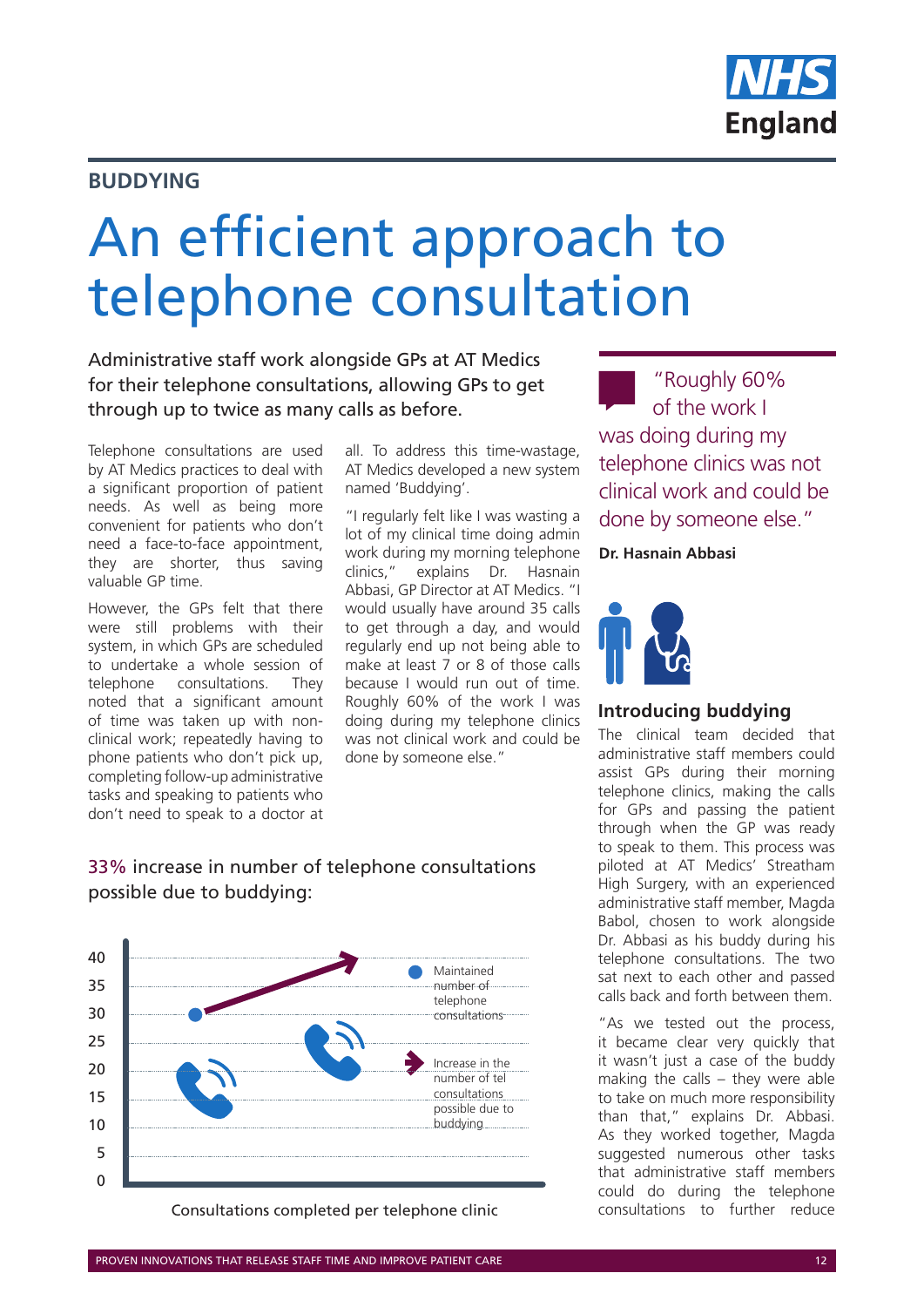**BUDDYING**

# An efficient approach to telephone consultation

Administrative staff work alongside GPs at AT Medics for their telephone consultations, allowing GPs to get through up to twice as many calls as before.

Telephone consultations are used by AT Medics practices to deal with a significant proportion of patient needs. As well as being more convenient for patients who don't need a face-to-face appointment, they are shorter, thus saving valuable GP time.

However, the GPs felt that there were still problems with their system, in which GPs are scheduled to undertake a whole session of telephone consultations. They noted that a significant amount of time was taken up with non-clinical work; repeatedly having to phone patients who don't pick up, completing follow-up administrative tasks and speaking to patients who don't need to speak to a doctor at all. To address this time-wastage, AT Medics developed a new system named 'Buddying'.

"I regularly felt like I was wasting a lot of my clinical time doing admin work during my morning telephone clinics," explains Dr. Hasnain Abbasi, GP Director at AT Medics. "I would usually have around 35 calls to get through a day, and would regularly end up not being able to make at least 7 or 8 of those calls because I would run out of time. Roughly 60% of the work I was doing during my telephone clinics was not clinical work and could be done by someone else."

33% increase in number of telephone consultations possible due to buddying:

- Maintained number of telephone consultations
- Increase in the number of tel consultations possible due to buddying

Consultations completed per telephone clinic

> "Roughly 60% of the work I was doing during my telephone clinics was not clinical work and could be done by someone else."
>
> **Dr. Hasnain Abbasi**

### Introducing buddying

The clinical team decided that administrative staff members could assist GPs during their morning telephone clinics, making the calls for GPs and passing the patient through when the GP was ready to speak to them. This process was piloted at AT Medics' Streatham High Surgery, with an experienced administrative staff member, Magda Babol, chosen to work alongside Dr. Abbasi as his buddy during his telephone consultations. The two sat next to each other and passed calls back and forth between them.

"As we tested out the process, it became clear very quickly that it wasn't just a case of the buddy making the calls – they were able to take on much more responsibility than that," explains Dr. Abbasi. As they worked together, Magda suggested numerous other tasks that administrative staff members could do during the telephone consultations to further reduce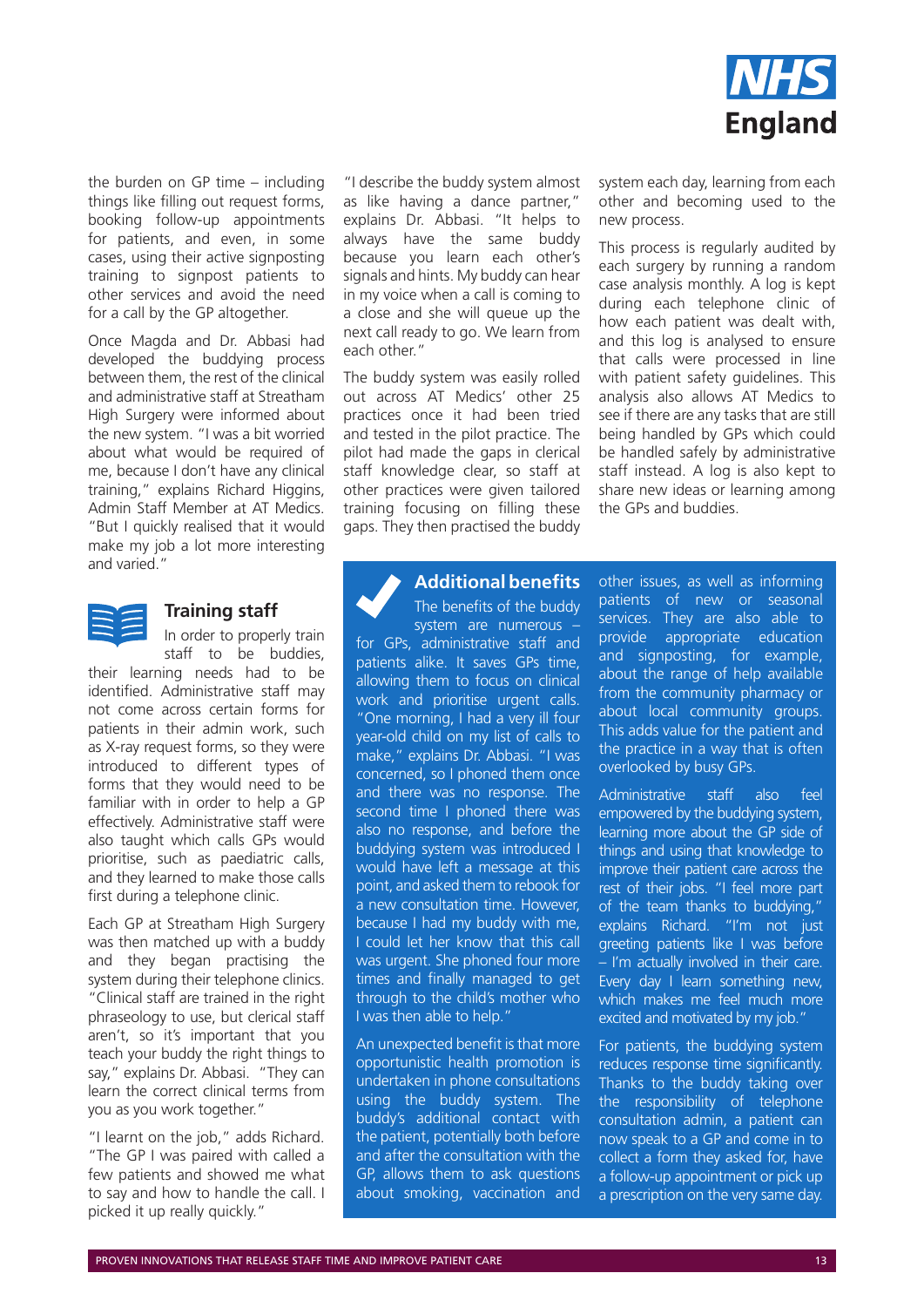the burden on GP time – including things like filling out request forms, booking follow-up appointments for patients, and even, in some cases, using their active signposting training to signpost patients to other services and avoid the need for a call by the GP altogether.

Once Magda and Dr. Abbasi had developed the buddying process between them, the rest of the clinical and administrative staff at Streatham High Surgery were informed about the new system. "I was a bit worried about what would be required of me, because I don't have any clinical training," explains Richard Higgins, Admin Staff Member at AT Medics. "But I quickly realised that it would make my job a lot more interesting and varied."

## Training staff

In order to properly train staff to be buddies, their learning needs had to be identified. Administrative staff may not come across certain forms for patients in their admin work, such as X-ray request forms, so they were introduced to different types of forms that they would need to be familiar with in order to help a GP effectively. Administrative staff were also taught which calls GPs would prioritise, such as paediatric calls, and they learned to make those calls first during a telephone clinic.

Each GP at Streatham High Surgery was then matched up with a buddy and they began practising the system during their telephone clinics. "Clinical staff are trained in the right phraseology to use, but clerical staff aren't, so it's important that you teach your buddy the right things to say," explains Dr. Abbasi. "They can learn the correct clinical terms from you as you work together."

"I learnt on the job," adds Richard. "The GP I was paired with called a few patients and showed me what to say and how to handle the call. I picked it up really quickly."

"I describe the buddy system almost as like having a dance partner," explains Dr. Abbasi. "It helps to always have the same buddy because you learn each other's signals and hints. My buddy can hear in my voice when a call is coming to a close and she will queue up the next call ready to go. We learn from each other."

The buddy system was easily rolled out across AT Medics' other 25 practices once it had been tried and tested in the pilot practice. The pilot had made the gaps in clerical staff knowledge clear, so staff at other practices were given tailored training focusing on filling these gaps. They then practised the buddy system each day, learning from each other and becoming used to the new process.

This process is regularly audited by each surgery by running a random case analysis monthly. A log is kept during each telephone clinic of how each patient was dealt with, and this log is analysed to ensure that calls were processed in line with patient safety guidelines. This analysis also allows AT Medics to see if there are any tasks that are still being handled by GPs which could be handled safely by administrative staff instead. A log is also kept to share new ideas or learning among the GPs and buddies.

## Additional benefits

The benefits of the buddy system are numerous – for GPs, administrative staff and patients alike. It saves GPs time, allowing them to focus on clinical work and prioritise urgent calls. "One morning, I had a very ill four year-old child on my list of calls to make," explains Dr. Abbasi. "I was concerned, so I phoned them once and there was no response. The second time I phoned there was also no response, and before the buddying system was introduced I would have left a message at this point, and asked them to rebook for a new consultation time. However, because I had my buddy with me, I could let her know that this call was urgent. She phoned four more times and finally managed to get through to the child's mother who I was then able to help."

An unexpected benefit is that more opportunistic health promotion is undertaken in phone consultations using the buddy system. The buddy's additional contact with the patient, potentially both before and after the consultation with the GP, allows them to ask questions about smoking, vaccination and other issues, as well as informing patients of new or seasonal services. They are also able to provide appropriate education and signposting, for example, about the range of help available from the community pharmacy or about local community groups. This adds value for the patient and the practice in a way that is often overlooked by busy GPs.

Administrative staff also feel empowered by the buddying system, learning more about the GP side of things and using that knowledge to improve their patient care across the rest of their jobs. "I feel more part of the team thanks to buddying," explains Richard. "I'm not just greeting patients like I was before – I'm actually involved in their care. Every day I learn something new, which makes me feel much more excited and motivated by my job."

For patients, the buddying system reduces response time significantly. Thanks to the buddy taking over the responsibility of telephone consultation admin, a patient can now speak to a GP and come in to collect a form they asked for, have a follow-up appointment or pick up a prescription on the very same day.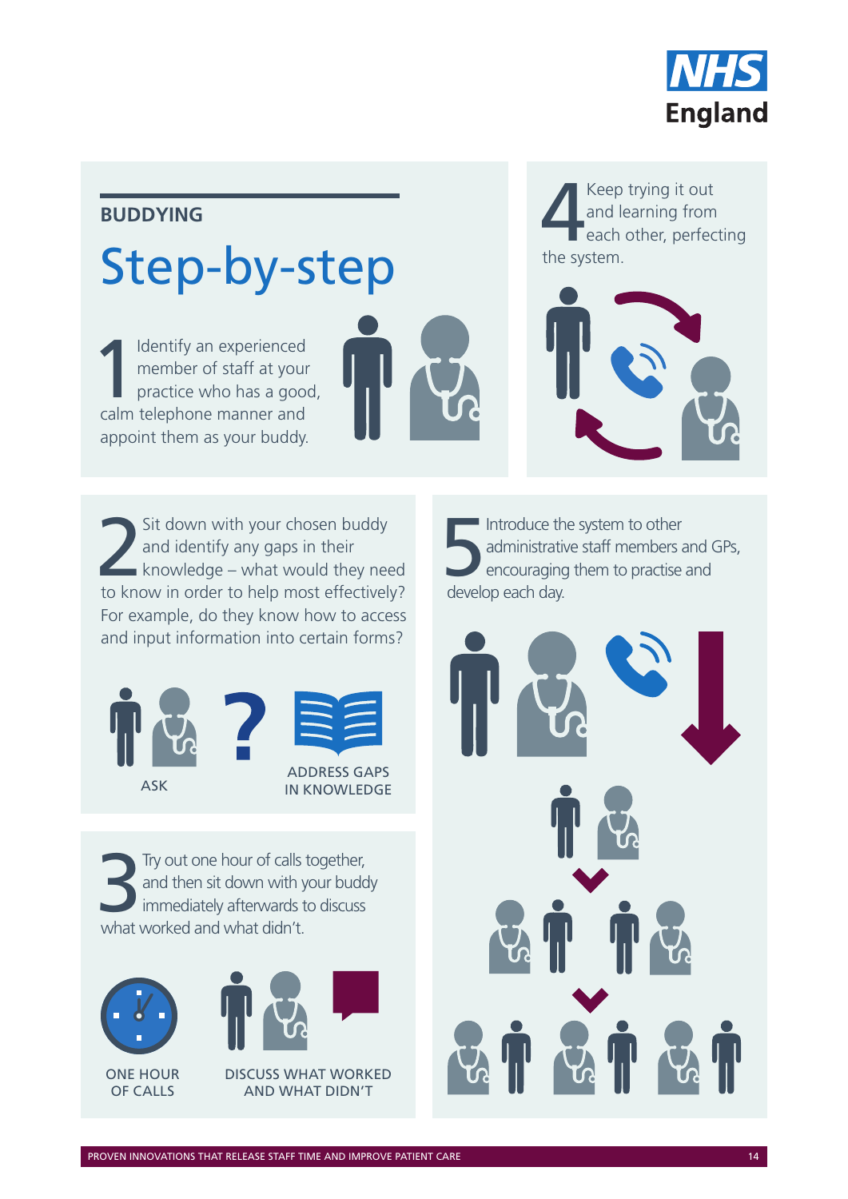## BUDDYING

# Step-by-step

1 Identify an experienced member of staff at your practice who has a good, calm telephone manner and appoint them as your buddy.

2 Sit down with your chosen buddy and identify any gaps in their knowledge – what would they need to know in order to help most effectively? For example, do they know how to access and input information into certain forms?

ASK

ADDRESS GAPS IN KNOWLEDGE

3 Try out one hour of calls together, and then sit down with your buddy immediately afterwards to discuss what worked and what didn't.

ONE HOUR OF CALLS

DISCUSS WHAT WORKED AND WHAT DIDN'T

4 Keep trying it out and learning from each other, perfecting the system.

5 Introduce the system to other administrative staff members and GPs, encouraging them to practise and develop each day.